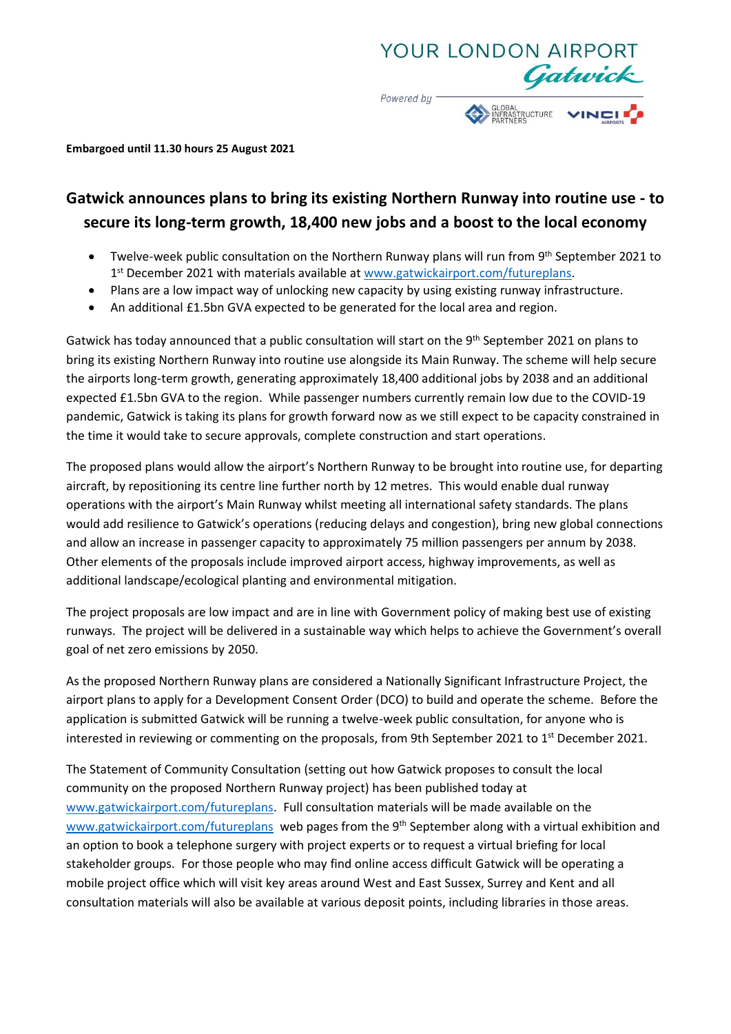YOUR LONDON AIRPORT Gatwick

Powered by GLOBAL INFRASTRUCTURE PARTNERS VINCI AIRPORTS

**Embargoed until 11.30 hours 25 August 2021**

# Gatwick announces plans to bring its existing Northern Runway into routine use - to secure its long-term growth, 18,400 new jobs and a boost to the local economy

- Twelve-week public consultation on the Northern Runway plans will run from 9th September 2021 to 1st December 2021 with materials available at www.gatwickairport.com/futureplans.
- Plans are a low impact way of unlocking new capacity by using existing runway infrastructure.
- An additional £1.5bn GVA expected to be generated for the local area and region.

Gatwick has today announced that a public consultation will start on the 9th September 2021 on plans to bring its existing Northern Runway into routine use alongside its Main Runway. The scheme will help secure the airports long-term growth, generating approximately 18,400 additional jobs by 2038 and an additional expected £1.5bn GVA to the region. While passenger numbers currently remain low due to the COVID-19 pandemic, Gatwick is taking its plans for growth forward now as we still expect to be capacity constrained in the time it would take to secure approvals, complete construction and start operations.

The proposed plans would allow the airport's Northern Runway to be brought into routine use, for departing aircraft, by repositioning its centre line further north by 12 metres. This would enable dual runway operations with the airport's Main Runway whilst meeting all international safety standards. The plans would add resilience to Gatwick's operations (reducing delays and congestion), bring new global connections and allow an increase in passenger capacity to approximately 75 million passengers per annum by 2038. Other elements of the proposals include improved airport access, highway improvements, as well as additional landscape/ecological planting and environmental mitigation.

The project proposals are low impact and are in line with Government policy of making best use of existing runways. The project will be delivered in a sustainable way which helps to achieve the Government's overall goal of net zero emissions by 2050.

As the proposed Northern Runway plans are considered a Nationally Significant Infrastructure Project, the airport plans to apply for a Development Consent Order (DCO) to build and operate the scheme. Before the application is submitted Gatwick will be running a twelve-week public consultation, for anyone who is interested in reviewing or commenting on the proposals, from 9th September 2021 to 1st December 2021.

The Statement of Community Consultation (setting out how Gatwick proposes to consult the local community on the proposed Northern Runway project) has been published today at www.gatwickairport.com/futureplans. Full consultation materials will be made available on the www.gatwickairport.com/futureplans web pages from the 9th September along with a virtual exhibition and an option to book a telephone surgery with project experts or to request a virtual briefing for local stakeholder groups. For those people who may find online access difficult Gatwick will be operating a mobile project office which will visit key areas around West and East Sussex, Surrey and Kent and all consultation materials will also be available at various deposit points, including libraries in those areas.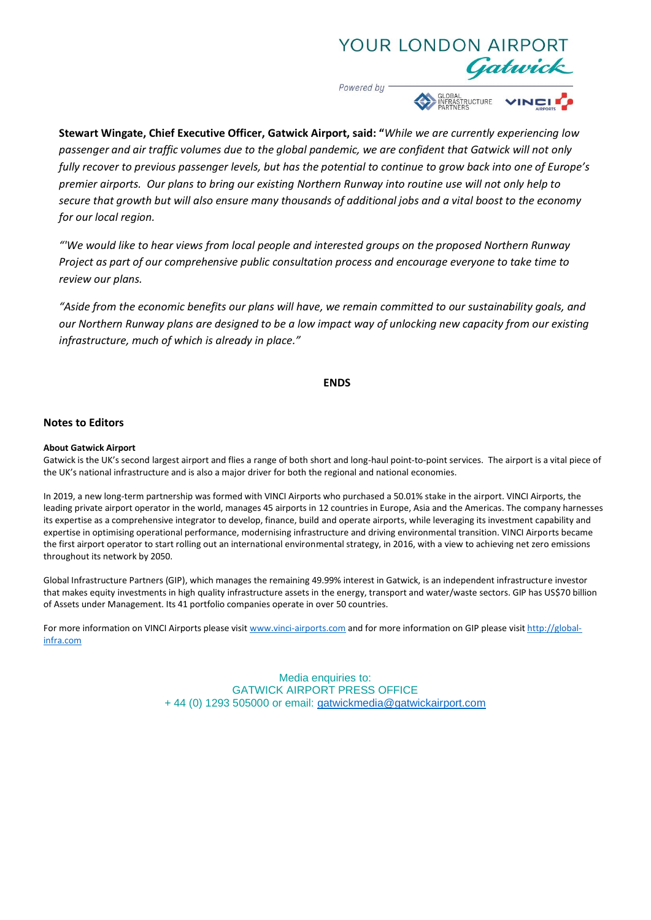**Stewart Wingate, Chief Executive Officer, Gatwick Airport, said: "***While we are currently experiencing low passenger and air traffic volumes due to the global pandemic, we are confident that Gatwick will not only fully recover to previous passenger levels, but has the potential to continue to grow back into one of Europe's premier airports. Our plans to bring our existing Northern Runway into routine use will not only help to secure that growth but will also ensure many thousands of additional jobs and a vital boost to the economy for our local region.*

*"'We would like to hear views from local people and interested groups on the proposed Northern Runway Project as part of our comprehensive public consultation process and encourage everyone to take time to review our plans.*

*"Aside from the economic benefits our plans will have, we remain committed to our sustainability goals, and our Northern Runway plans are designed to be a low impact way of unlocking new capacity from our existing infrastructure, much of which is already in place."*

**ENDS**

## Notes to Editors

**About Gatwick Airport**

Gatwick is the UK's second largest airport and flies a range of both short and long-haul point-to-point services. The airport is a vital piece of the UK's national infrastructure and is also a major driver for both the regional and national economies.

In 2019, a new long-term partnership was formed with VINCI Airports who purchased a 50.01% stake in the airport. VINCI Airports, the leading private airport operator in the world, manages 45 airports in 12 countries in Europe, Asia and the Americas. The company harnesses its expertise as a comprehensive integrator to develop, finance, build and operate airports, while leveraging its investment capability and expertise in optimising operational performance, modernising infrastructure and driving environmental transition. VINCI Airports became the first airport operator to start rolling out an international environmental strategy, in 2016, with a view to achieving net zero emissions throughout its network by 2050.

Global Infrastructure Partners (GIP), which manages the remaining 49.99% interest in Gatwick, is an independent infrastructure investor that makes equity investments in high quality infrastructure assets in the energy, transport and water/waste sectors. GIP has US$70 billion of Assets under Management. Its 41 portfolio companies operate in over 50 countries.

For more information on VINCI Airports please visit www.vinci-airports.com and for more information on GIP please visit http://global-infra.com

Media enquiries to:
GATWICK AIRPORT PRESS OFFICE
+ 44 (0) 1293 505000 or email: gatwickmedia@gatwickairport.com